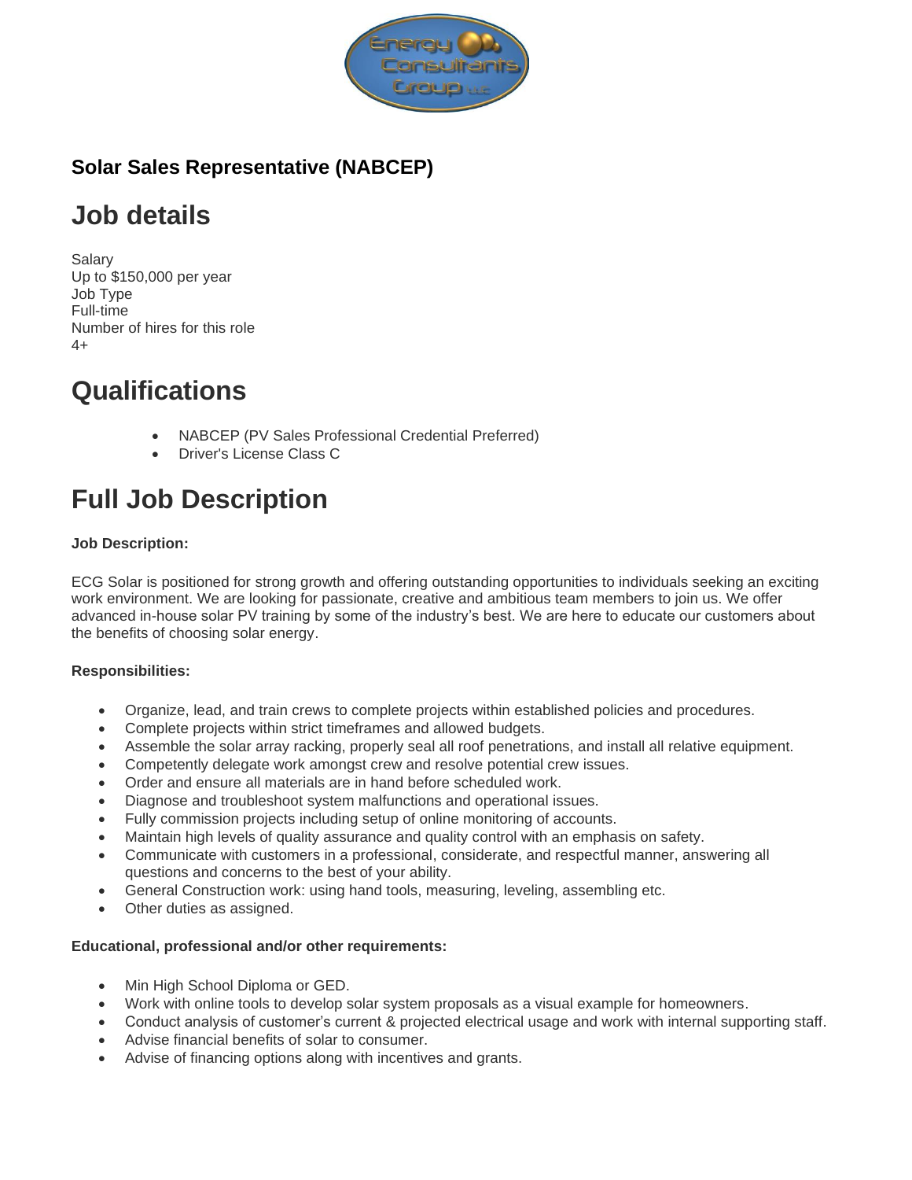### Solar Sales Representative (NABCEP)

## Job details

Salary
Up to $150,000 per year
Job Type
Full-time
Number of hires for this role
4+

## Qualifications

- NABCEP (PV Sales Professional Credential Preferred)
- Driver's License Class C

## Full Job Description

**Job Description:**

ECG Solar is positioned for strong growth and offering outstanding opportunities to individuals seeking an exciting work environment. We are looking for passionate, creative and ambitious team members to join us. We offer advanced in-house solar PV training by some of the industry's best. We are here to educate our customers about the benefits of choosing solar energy.

**Responsibilities:**

- Organize, lead, and train crews to complete projects within established policies and procedures.
- Complete projects within strict timeframes and allowed budgets.
- Assemble the solar array racking, properly seal all roof penetrations, and install all relative equipment.
- Competently delegate work amongst crew and resolve potential crew issues.
- Order and ensure all materials are in hand before scheduled work.
- Diagnose and troubleshoot system malfunctions and operational issues.
- Fully commission projects including setup of online monitoring of accounts.
- Maintain high levels of quality assurance and quality control with an emphasis on safety.
- Communicate with customers in a professional, considerate, and respectful manner, answering all questions and concerns to the best of your ability.
- General Construction work: using hand tools, measuring, leveling, assembling etc.
- Other duties as assigned.

**Educational, professional and/or other requirements:**

- Min High School Diploma or GED.
- Work with online tools to develop solar system proposals as a visual example for homeowners.
- Conduct analysis of customer's current & projected electrical usage and work with internal supporting staff.
- Advise financial benefits of solar to consumer.
- Advise of financing options along with incentives and grants.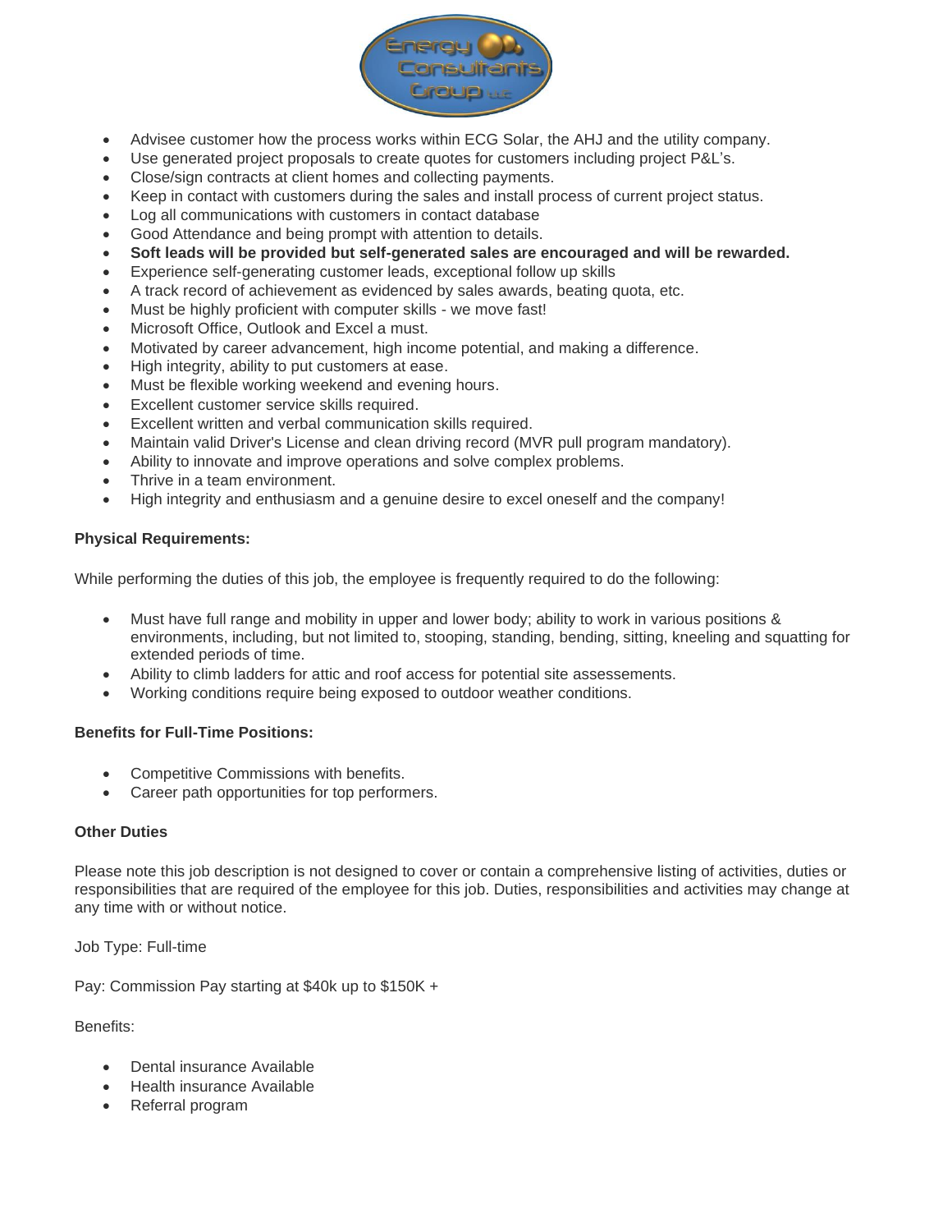- Advisee customer how the process works within ECG Solar, the AHJ and the utility company.
- Use generated project proposals to create quotes for customers including project P&L's.
- Close/sign contracts at client homes and collecting payments.
- Keep in contact with customers during the sales and install process of current project status.
- Log all communications with customers in contact database
- Good Attendance and being prompt with attention to details.
- **Soft leads will be provided but self-generated sales are encouraged and will be rewarded.**
- Experience self-generating customer leads, exceptional follow up skills
- A track record of achievement as evidenced by sales awards, beating quota, etc.
- Must be highly proficient with computer skills - we move fast!
- Microsoft Office, Outlook and Excel a must.
- Motivated by career advancement, high income potential, and making a difference.
- High integrity, ability to put customers at ease.
- Must be flexible working weekend and evening hours.
- Excellent customer service skills required.
- Excellent written and verbal communication skills required.
- Maintain valid Driver's License and clean driving record (MVR pull program mandatory).
- Ability to innovate and improve operations and solve complex problems.
- Thrive in a team environment.
- High integrity and enthusiasm and a genuine desire to excel oneself and the company!

**Physical Requirements:**

While performing the duties of this job, the employee is frequently required to do the following:

- Must have full range and mobility in upper and lower body; ability to work in various positions & environments, including, but not limited to, stooping, standing, bending, sitting, kneeling and squatting for extended periods of time.
- Ability to climb ladders for attic and roof access for potential site assessements.
- Working conditions require being exposed to outdoor weather conditions.

**Benefits for Full-Time Positions:**

- Competitive Commissions with benefits.
- Career path opportunities for top performers.

**Other Duties**

Please note this job description is not designed to cover or contain a comprehensive listing of activities, duties or responsibilities that are required of the employee for this job. Duties, responsibilities and activities may change at any time with or without notice.

Job Type: Full-time

Pay: Commission Pay starting at $40k up to $150K +

Benefits:

- Dental insurance Available
- Health insurance Available
- Referral program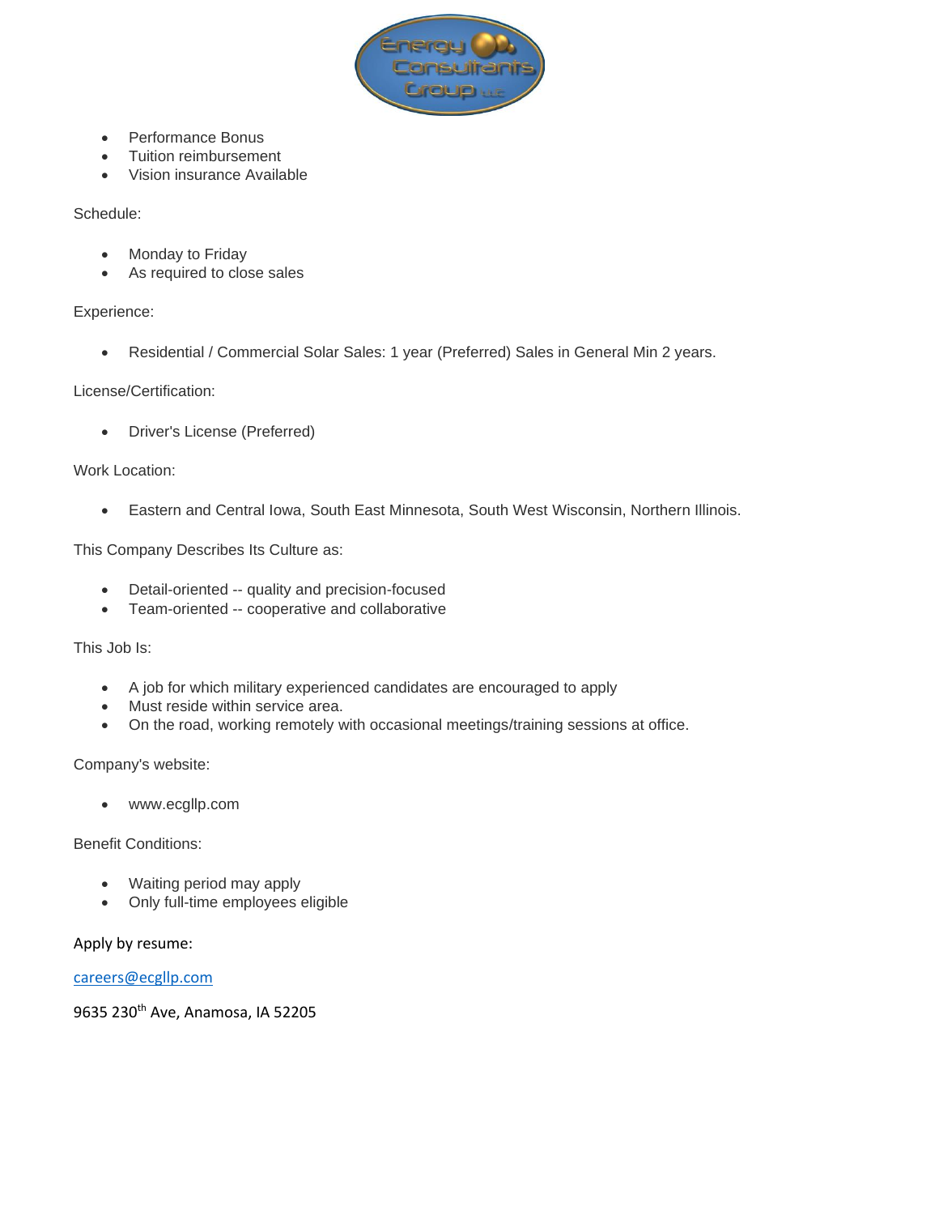- Performance Bonus
- Tuition reimbursement
- Vision insurance Available

Schedule:

- Monday to Friday
- As required to close sales

Experience:

- Residential / Commercial Solar Sales: 1 year (Preferred) Sales in General Min 2 years.

License/Certification:

- Driver's License (Preferred)

Work Location:

- Eastern and Central Iowa, South East Minnesota, South West Wisconsin, Northern Illinois.

This Company Describes Its Culture as:

- Detail-oriented -- quality and precision-focused
- Team-oriented -- cooperative and collaborative

This Job Is:

- A job for which military experienced candidates are encouraged to apply
- Must reside within service area.
- On the road, working remotely with occasional meetings/training sessions at office.

Company's website:

- www.ecgllp.com

Benefit Conditions:

- Waiting period may apply
- Only full-time employees eligible

Apply by resume:

careers@ecgllp.com

9635 230th Ave, Anamosa, IA 52205